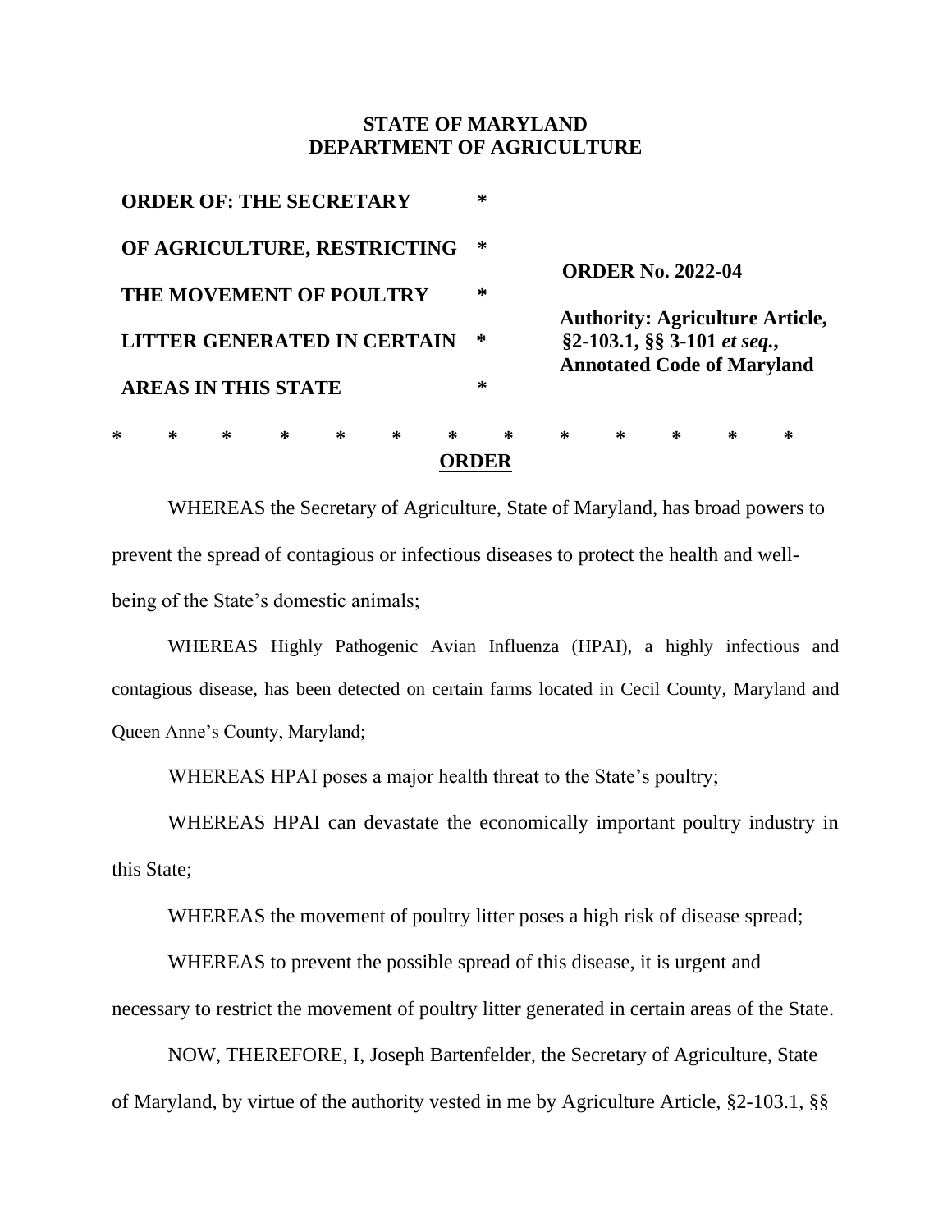**STATE OF MARYLAND**
**DEPARTMENT OF AGRICULTURE**

| | | |
|---|---|---|
| **ORDER OF: THE SECRETARY** | * | |
| **OF AGRICULTURE, RESTRICTING** | * | **ORDER No. 2022-04** |
| **THE MOVEMENT OF POULTRY** | * | |
| **LITTER GENERATED IN CERTAIN** | * | **Authority: Agriculture Article, §2-103.1, §§ 3-101 *et seq.*, Annotated Code of Maryland** |
| **AREAS IN THIS STATE** | * | |

\* * * * * * * * * * * * *

**ORDER**

WHEREAS the Secretary of Agriculture, State of Maryland, has broad powers to prevent the spread of contagious or infectious diseases to protect the health and well-being of the State's domestic animals;

WHEREAS Highly Pathogenic Avian Influenza (HPAI), a highly infectious and contagious disease, has been detected on certain farms located in Cecil County, Maryland and Queen Anne's County, Maryland;

WHEREAS HPAI poses a major health threat to the State's poultry;

WHEREAS HPAI can devastate the economically important poultry industry in this State;

WHEREAS the movement of poultry litter poses a high risk of disease spread;

WHEREAS to prevent the possible spread of this disease, it is urgent and necessary to restrict the movement of poultry litter generated in certain areas of the State.

NOW, THEREFORE, I, Joseph Bartenfelder, the Secretary of Agriculture, State of Maryland, by virtue of the authority vested in me by Agriculture Article, §2-103.1, §§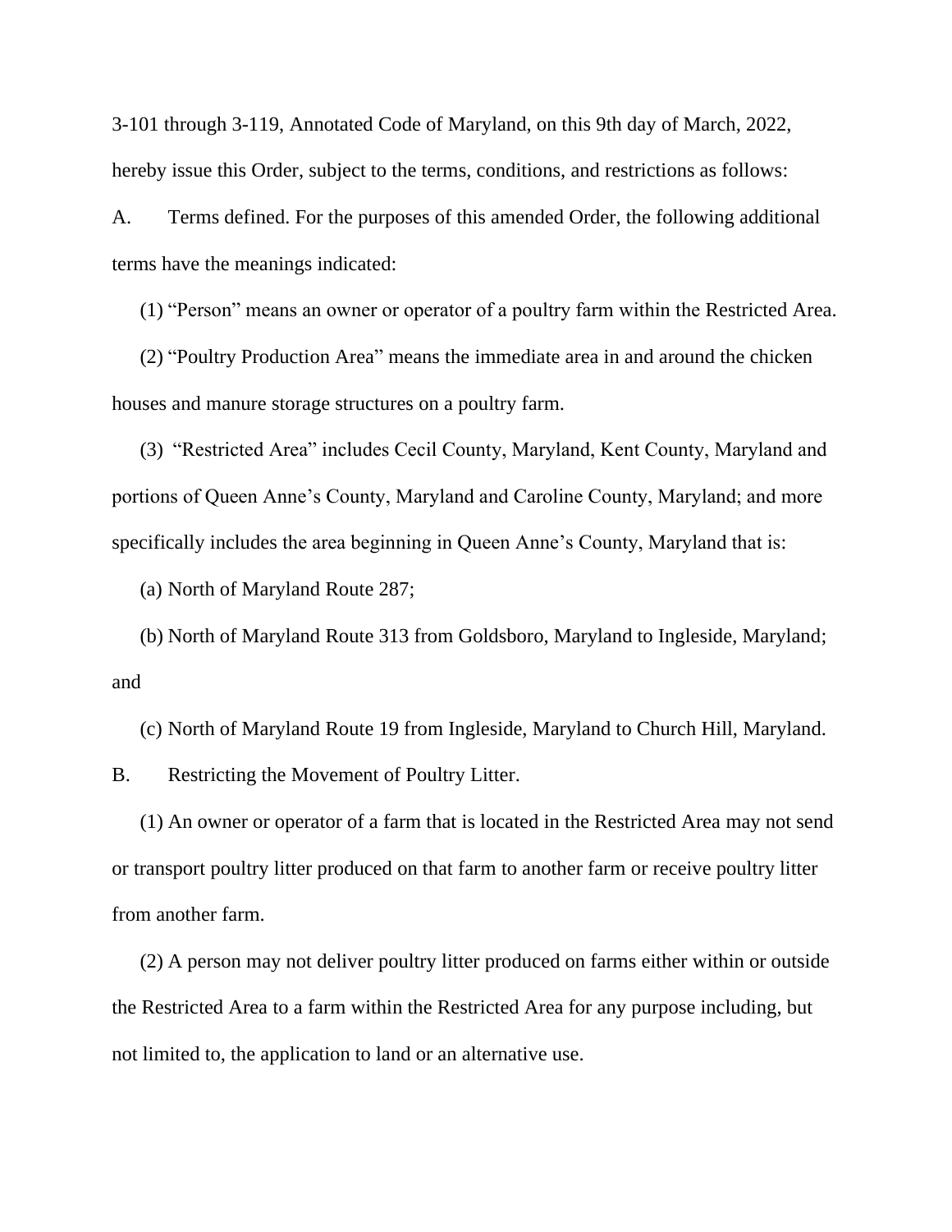3-101 through 3-119, Annotated Code of Maryland, on this 9th day of March, 2022, hereby issue this Order, subject to the terms, conditions, and restrictions as follows:

A. Terms defined. For the purposes of this amended Order, the following additional terms have the meanings indicated:

(1) “Person” means an owner or operator of a poultry farm within the Restricted Area.

(2) “Poultry Production Area” means the immediate area in and around the chicken houses and manure storage structures on a poultry farm.

(3) “Restricted Area” includes Cecil County, Maryland, Kent County, Maryland and portions of Queen Anne’s County, Maryland and Caroline County, Maryland; and more specifically includes the area beginning in Queen Anne’s County, Maryland that is:

(a) North of Maryland Route 287;

(b) North of Maryland Route 313 from Goldsboro, Maryland to Ingleside, Maryland; and

(c) North of Maryland Route 19 from Ingleside, Maryland to Church Hill, Maryland.

B. Restricting the Movement of Poultry Litter.

(1) An owner or operator of a farm that is located in the Restricted Area may not send or transport poultry litter produced on that farm to another farm or receive poultry litter from another farm.

(2) A person may not deliver poultry litter produced on farms either within or outside the Restricted Area to a farm within the Restricted Area for any purpose including, but not limited to, the application to land or an alternative use.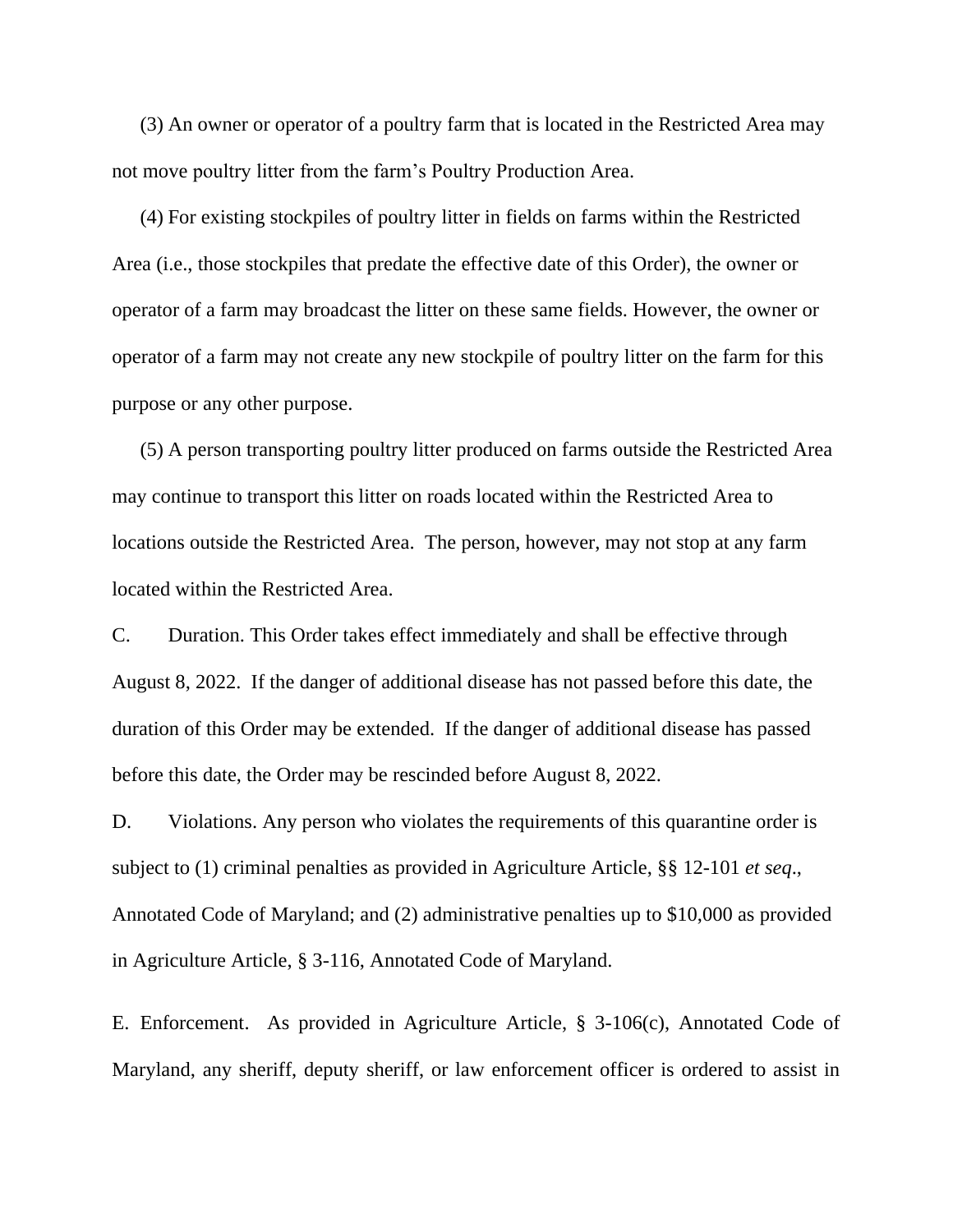(3) An owner or operator of a poultry farm that is located in the Restricted Area may not move poultry litter from the farm's Poultry Production Area.

(4) For existing stockpiles of poultry litter in fields on farms within the Restricted Area (i.e., those stockpiles that predate the effective date of this Order), the owner or operator of a farm may broadcast the litter on these same fields. However, the owner or operator of a farm may not create any new stockpile of poultry litter on the farm for this purpose or any other purpose.

(5) A person transporting poultry litter produced on farms outside the Restricted Area may continue to transport this litter on roads located within the Restricted Area to locations outside the Restricted Area. The person, however, may not stop at any farm located within the Restricted Area.

C. Duration. This Order takes effect immediately and shall be effective through August 8, 2022. If the danger of additional disease has not passed before this date, the duration of this Order may be extended. If the danger of additional disease has passed before this date, the Order may be rescinded before August 8, 2022.

D. Violations. Any person who violates the requirements of this quarantine order is subject to (1) criminal penalties as provided in Agriculture Article, §§ 12-101 *et seq*., Annotated Code of Maryland; and (2) administrative penalties up to $10,000 as provided in Agriculture Article, § 3-116, Annotated Code of Maryland.

E. Enforcement. As provided in Agriculture Article, § 3-106(c), Annotated Code of Maryland, any sheriff, deputy sheriff, or law enforcement officer is ordered to assist in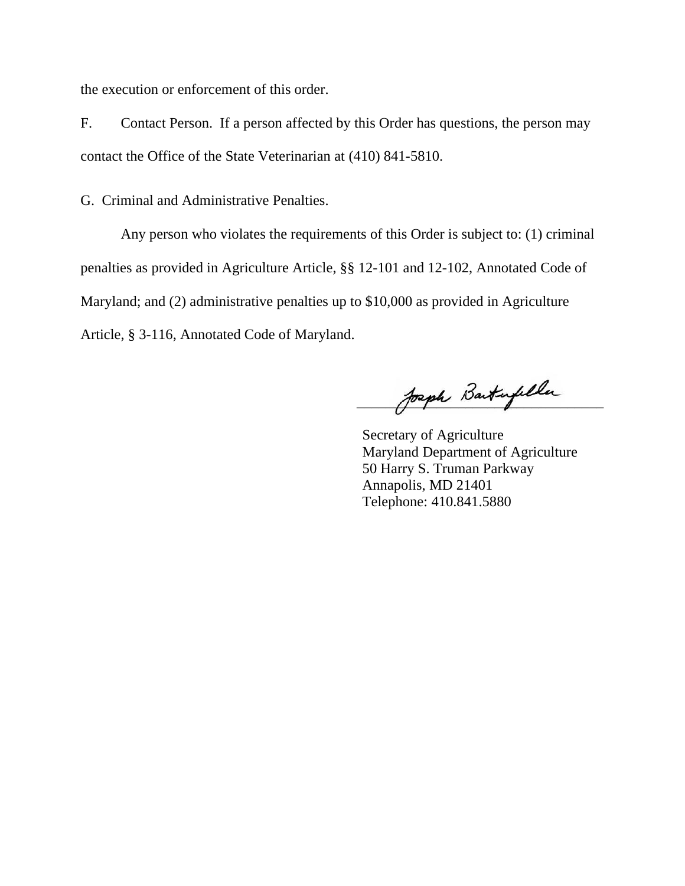the execution or enforcement of this order.

F. Contact Person. If a person affected by this Order has questions, the person may contact the Office of the State Veterinarian at (410) 841-5810.

G. Criminal and Administrative Penalties.

Any person who violates the requirements of this Order is subject to: (1) criminal penalties as provided in Agriculture Article, §§ 12-101 and 12-102, Annotated Code of Maryland; and (2) administrative penalties up to $10,000 as provided in Agriculture Article, § 3-116, Annotated Code of Maryland.

Joseph Bartenfelder

Secretary of Agriculture
Maryland Department of Agriculture
50 Harry S. Truman Parkway
Annapolis, MD 21401
Telephone: 410.841.5880